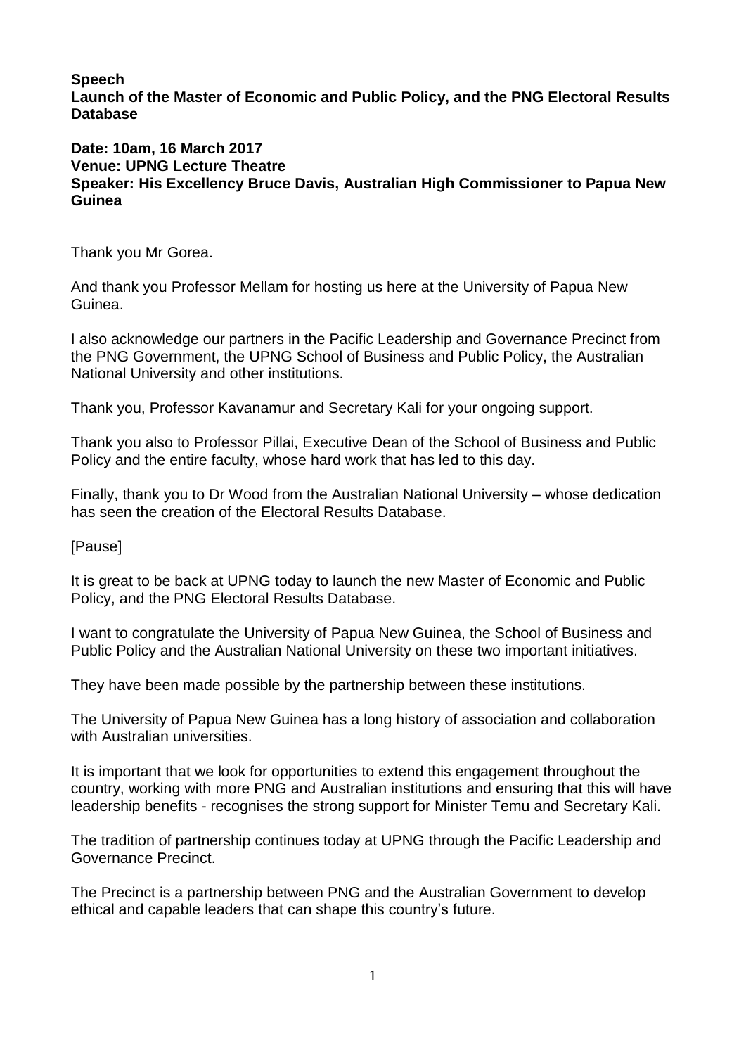**Speech**
**Launch of the Master of Economic and Public Policy, and the PNG Electoral Results Database**

**Date: 10am, 16 March 2017**
**Venue: UPNG Lecture Theatre**
**Speaker: His Excellency Bruce Davis, Australian High Commissioner to Papua New Guinea**

Thank you Mr Gorea.

And thank you Professor Mellam for hosting us here at the University of Papua New Guinea.

I also acknowledge our partners in the Pacific Leadership and Governance Precinct from the PNG Government, the UPNG School of Business and Public Policy, the Australian National University and other institutions.

Thank you, Professor Kavanamur and Secretary Kali for your ongoing support.

Thank you also to Professor Pillai, Executive Dean of the School of Business and Public Policy and the entire faculty, whose hard work that has led to this day.

Finally, thank you to Dr Wood from the Australian National University – whose dedication has seen the creation of the Electoral Results Database.

[Pause]

It is great to be back at UPNG today to launch the new Master of Economic and Public Policy, and the PNG Electoral Results Database.

I want to congratulate the University of Papua New Guinea, the School of Business and Public Policy and the Australian National University on these two important initiatives.

They have been made possible by the partnership between these institutions.

The University of Papua New Guinea has a long history of association and collaboration with Australian universities.

It is important that we look for opportunities to extend this engagement throughout the country, working with more PNG and Australian institutions and ensuring that this will have leadership benefits - recognises the strong support for Minister Temu and Secretary Kali.

The tradition of partnership continues today at UPNG through the Pacific Leadership and Governance Precinct.

The Precinct is a partnership between PNG and the Australian Government to develop ethical and capable leaders that can shape this country's future.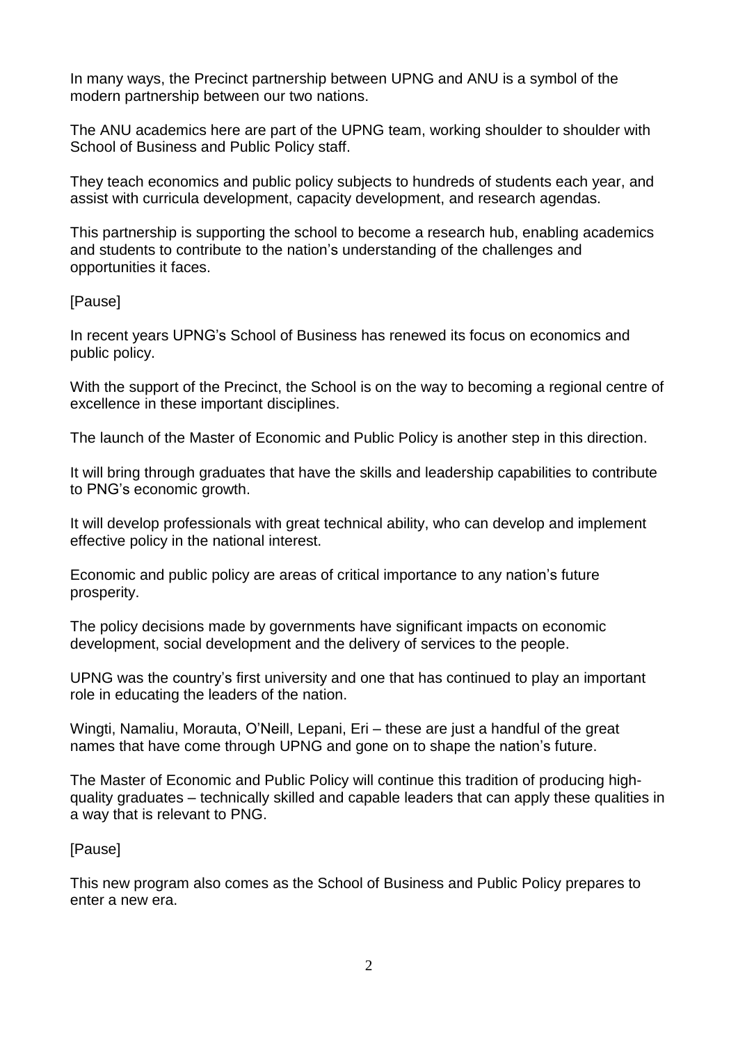In many ways, the Precinct partnership between UPNG and ANU is a symbol of the modern partnership between our two nations.

The ANU academics here are part of the UPNG team, working shoulder to shoulder with School of Business and Public Policy staff.

They teach economics and public policy subjects to hundreds of students each year, and assist with curricula development, capacity development, and research agendas.

This partnership is supporting the school to become a research hub, enabling academics and students to contribute to the nation's understanding of the challenges and opportunities it faces.

[Pause]

In recent years UPNG's School of Business has renewed its focus on economics and public policy.

With the support of the Precinct, the School is on the way to becoming a regional centre of excellence in these important disciplines.

The launch of the Master of Economic and Public Policy is another step in this direction.

It will bring through graduates that have the skills and leadership capabilities to contribute to PNG's economic growth.

It will develop professionals with great technical ability, who can develop and implement effective policy in the national interest.

Economic and public policy are areas of critical importance to any nation's future prosperity.

The policy decisions made by governments have significant impacts on economic development, social development and the delivery of services to the people.

UPNG was the country's first university and one that has continued to play an important role in educating the leaders of the nation.

Wingti, Namaliu, Morauta, O'Neill, Lepani, Eri – these are just a handful of the great names that have come through UPNG and gone on to shape the nation's future.

The Master of Economic and Public Policy will continue this tradition of producing high-quality graduates – technically skilled and capable leaders that can apply these qualities in a way that is relevant to PNG.

[Pause]

This new program also comes as the School of Business and Public Policy prepares to enter a new era.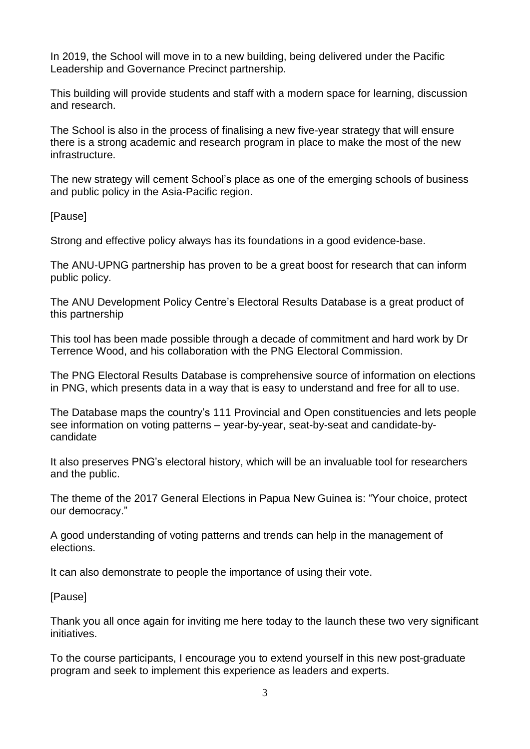In 2019, the School will move in to a new building, being delivered under the Pacific Leadership and Governance Precinct partnership.

This building will provide students and staff with a modern space for learning, discussion and research.

The School is also in the process of finalising a new five-year strategy that will ensure there is a strong academic and research program in place to make the most of the new infrastructure.

The new strategy will cement School's place as one of the emerging schools of business and public policy in the Asia-Pacific region.

[Pause]

Strong and effective policy always has its foundations in a good evidence-base.

The ANU-UPNG partnership has proven to be a great boost for research that can inform public policy.

The ANU Development Policy Centre's Electoral Results Database is a great product of this partnership

This tool has been made possible through a decade of commitment and hard work by Dr Terrence Wood, and his collaboration with the PNG Electoral Commission.

The PNG Electoral Results Database is comprehensive source of information on elections in PNG, which presents data in a way that is easy to understand and free for all to use.

The Database maps the country's 111 Provincial and Open constituencies and lets people see information on voting patterns – year-by-year, seat-by-seat and candidate-by-candidate

It also preserves PNG's electoral history, which will be an invaluable tool for researchers and the public.

The theme of the 2017 General Elections in Papua New Guinea is: "Your choice, protect our democracy."

A good understanding of voting patterns and trends can help in the management of elections.

It can also demonstrate to people the importance of using their vote.

[Pause]

Thank you all once again for inviting me here today to the launch these two very significant initiatives.

To the course participants, I encourage you to extend yourself in this new post-graduate program and seek to implement this experience as leaders and experts.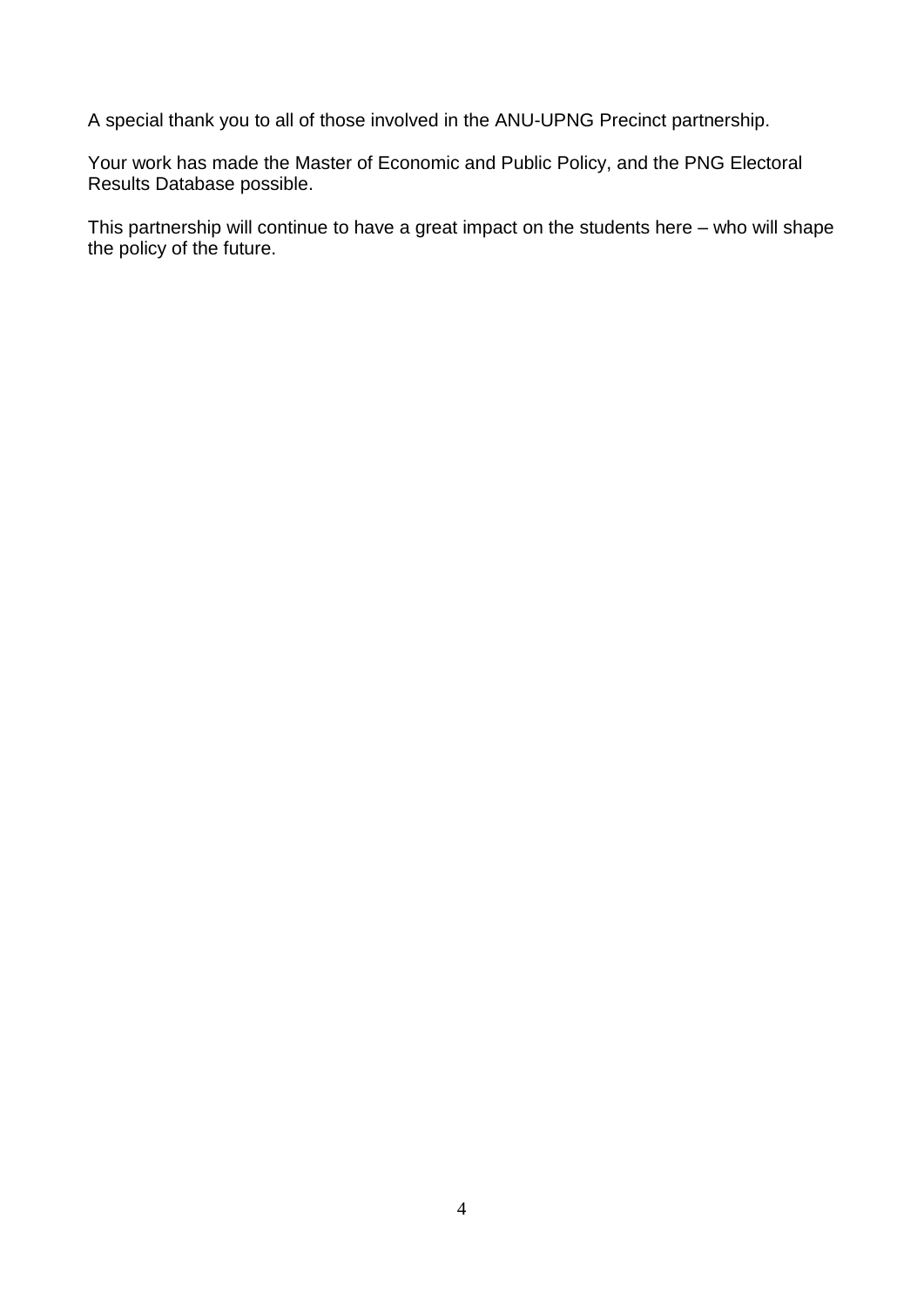A special thank you to all of those involved in the ANU-UPNG Precinct partnership.

Your work has made the Master of Economic and Public Policy, and the PNG Electoral Results Database possible.

This partnership will continue to have a great impact on the students here – who will shape the policy of the future.